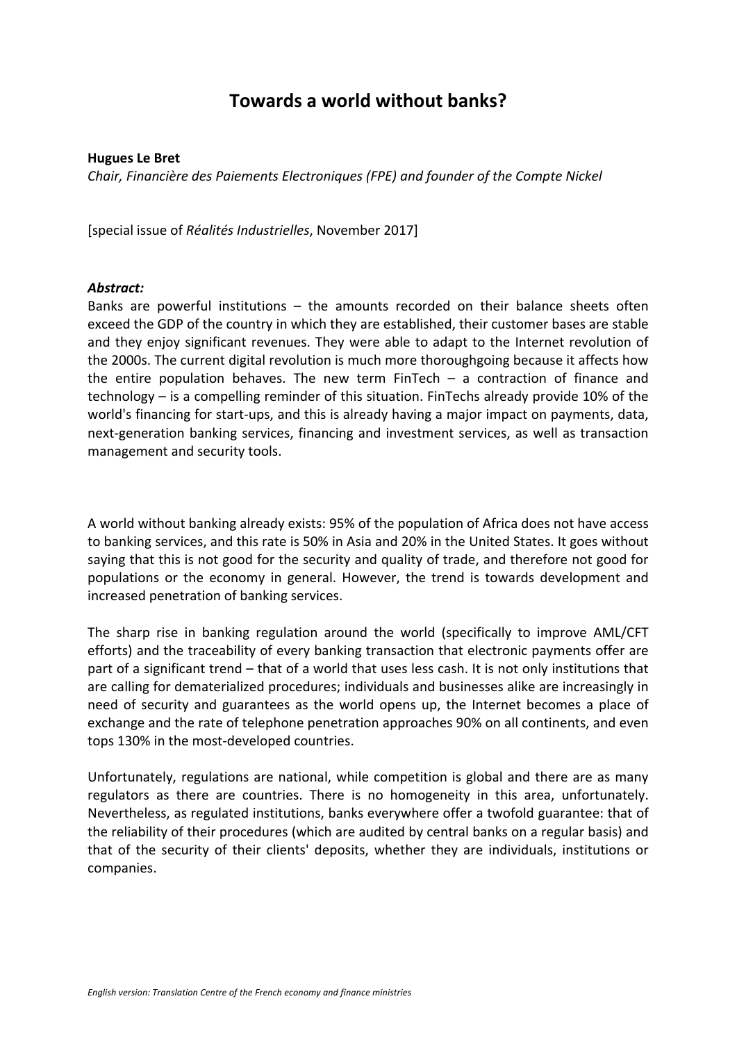# Towards a world without banks?

**Hugues Le Bret**

*Chair, Financière des Paiements Electroniques (FPE) and founder of the Compte Nickel*

[special issue of *Réalités Industrielles*, November 2017]

***Abstract:***

Banks are powerful institutions – the amounts recorded on their balance sheets often exceed the GDP of the country in which they are established, their customer bases are stable and they enjoy significant revenues. They were able to adapt to the Internet revolution of the 2000s. The current digital revolution is much more thoroughgoing because it affects how the entire population behaves. The new term FinTech – a contraction of finance and technology – is a compelling reminder of this situation. FinTechs already provide 10% of the world's financing for start-ups, and this is already having a major impact on payments, data, next-generation banking services, financing and investment services, as well as transaction management and security tools.

A world without banking already exists: 95% of the population of Africa does not have access to banking services, and this rate is 50% in Asia and 20% in the United States. It goes without saying that this is not good for the security and quality of trade, and therefore not good for populations or the economy in general. However, the trend is towards development and increased penetration of banking services.

The sharp rise in banking regulation around the world (specifically to improve AML/CFT efforts) and the traceability of every banking transaction that electronic payments offer are part of a significant trend – that of a world that uses less cash. It is not only institutions that are calling for dematerialized procedures; individuals and businesses alike are increasingly in need of security and guarantees as the world opens up, the Internet becomes a place of exchange and the rate of telephone penetration approaches 90% on all continents, and even tops 130% in the most-developed countries.

Unfortunately, regulations are national, while competition is global and there are as many regulators as there are countries. There is no homogeneity in this area, unfortunately. Nevertheless, as regulated institutions, banks everywhere offer a twofold guarantee: that of the reliability of their procedures (which are audited by central banks on a regular basis) and that of the security of their clients' deposits, whether they are individuals, institutions or companies.

*English version: Translation Centre of the French economy and finance ministries*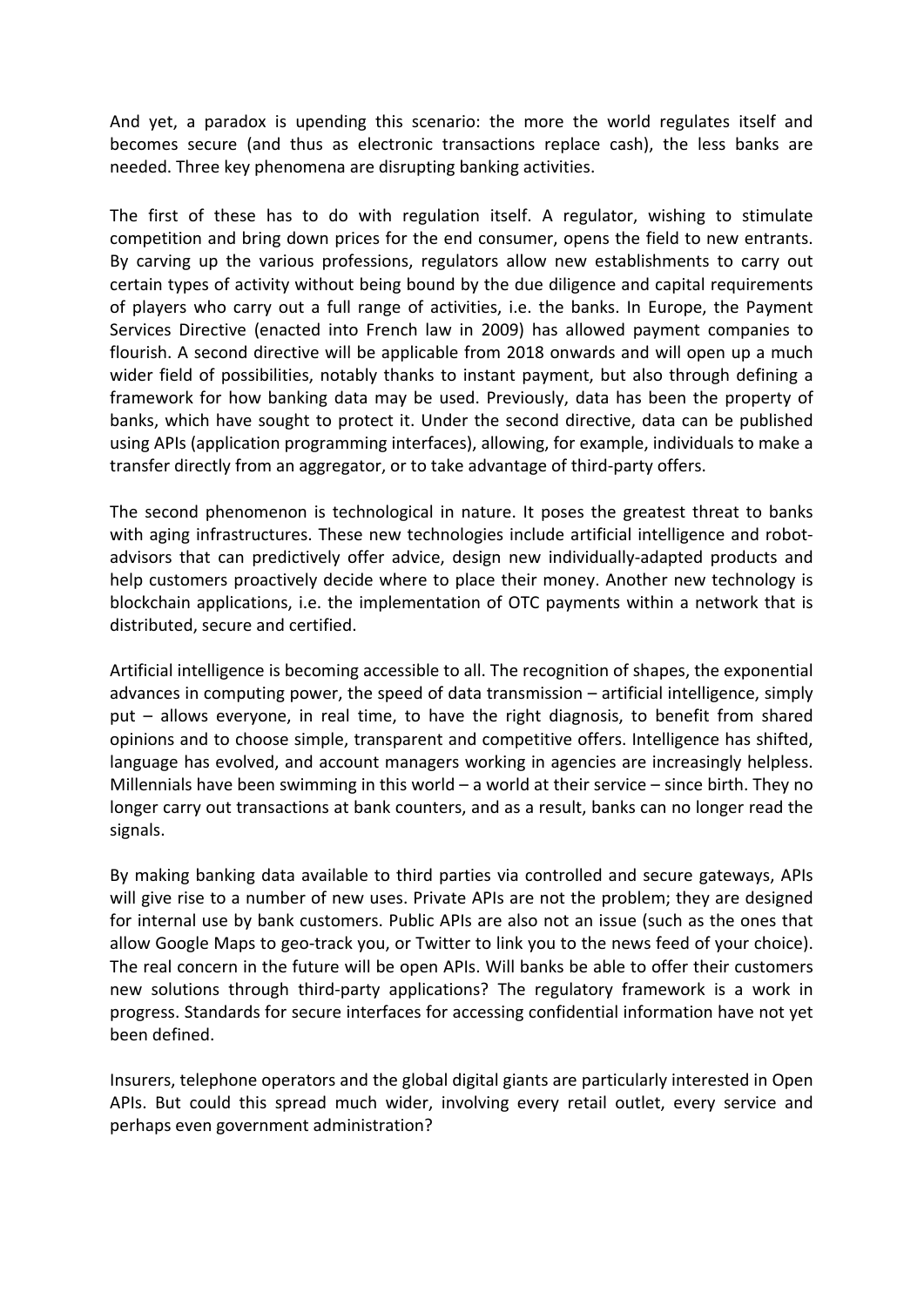And yet, a paradox is upending this scenario: the more the world regulates itself and becomes secure (and thus as electronic transactions replace cash), the less banks are needed. Three key phenomena are disrupting banking activities.

The first of these has to do with regulation itself. A regulator, wishing to stimulate competition and bring down prices for the end consumer, opens the field to new entrants. By carving up the various professions, regulators allow new establishments to carry out certain types of activity without being bound by the due diligence and capital requirements of players who carry out a full range of activities, i.e. the banks. In Europe, the Payment Services Directive (enacted into French law in 2009) has allowed payment companies to flourish. A second directive will be applicable from 2018 onwards and will open up a much wider field of possibilities, notably thanks to instant payment, but also through defining a framework for how banking data may be used. Previously, data has been the property of banks, which have sought to protect it. Under the second directive, data can be published using APIs (application programming interfaces), allowing, for example, individuals to make a transfer directly from an aggregator, or to take advantage of third-party offers.

The second phenomenon is technological in nature. It poses the greatest threat to banks with aging infrastructures. These new technologies include artificial intelligence and robot-advisors that can predictively offer advice, design new individually-adapted products and help customers proactively decide where to place their money. Another new technology is blockchain applications, i.e. the implementation of OTC payments within a network that is distributed, secure and certified.

Artificial intelligence is becoming accessible to all. The recognition of shapes, the exponential advances in computing power, the speed of data transmission – artificial intelligence, simply put – allows everyone, in real time, to have the right diagnosis, to benefit from shared opinions and to choose simple, transparent and competitive offers. Intelligence has shifted, language has evolved, and account managers working in agencies are increasingly helpless. Millennials have been swimming in this world – a world at their service – since birth. They no longer carry out transactions at bank counters, and as a result, banks can no longer read the signals.

By making banking data available to third parties via controlled and secure gateways, APIs will give rise to a number of new uses. Private APIs are not the problem; they are designed for internal use by bank customers. Public APIs are also not an issue (such as the ones that allow Google Maps to geo-track you, or Twitter to link you to the news feed of your choice). The real concern in the future will be open APIs. Will banks be able to offer their customers new solutions through third-party applications? The regulatory framework is a work in progress. Standards for secure interfaces for accessing confidential information have not yet been defined.

Insurers, telephone operators and the global digital giants are particularly interested in Open APIs. But could this spread much wider, involving every retail outlet, every service and perhaps even government administration?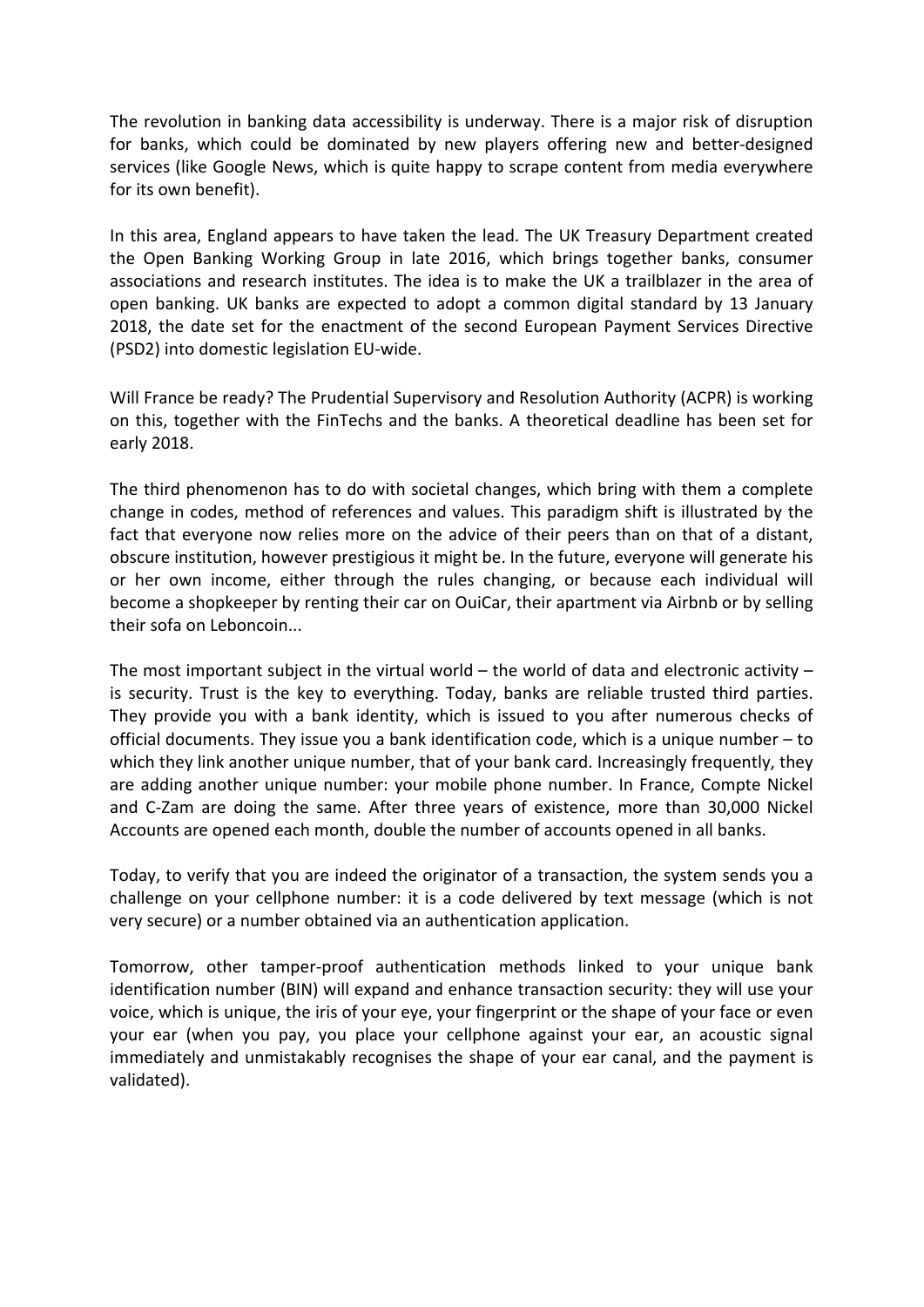The revolution in banking data accessibility is underway. There is a major risk of disruption for banks, which could be dominated by new players offering new and better-designed services (like Google News, which is quite happy to scrape content from media everywhere for its own benefit).

In this area, England appears to have taken the lead. The UK Treasury Department created the Open Banking Working Group in late 2016, which brings together banks, consumer associations and research institutes. The idea is to make the UK a trailblazer in the area of open banking. UK banks are expected to adopt a common digital standard by 13 January 2018, the date set for the enactment of the second European Payment Services Directive (PSD2) into domestic legislation EU-wide.

Will France be ready? The Prudential Supervisory and Resolution Authority (ACPR) is working on this, together with the FinTechs and the banks. A theoretical deadline has been set for early 2018.

The third phenomenon has to do with societal changes, which bring with them a complete change in codes, method of references and values. This paradigm shift is illustrated by the fact that everyone now relies more on the advice of their peers than on that of a distant, obscure institution, however prestigious it might be. In the future, everyone will generate his or her own income, either through the rules changing, or because each individual will become a shopkeeper by renting their car on OuiCar, their apartment via Airbnb or by selling their sofa on Leboncoin...

The most important subject in the virtual world – the world of data and electronic activity – is security. Trust is the key to everything. Today, banks are reliable trusted third parties. They provide you with a bank identity, which is issued to you after numerous checks of official documents. They issue you a bank identification code, which is a unique number – to which they link another unique number, that of your bank card. Increasingly frequently, they are adding another unique number: your mobile phone number. In France, Compte Nickel and C-Zam are doing the same. After three years of existence, more than 30,000 Nickel Accounts are opened each month, double the number of accounts opened in all banks.

Today, to verify that you are indeed the originator of a transaction, the system sends you a challenge on your cellphone number: it is a code delivered by text message (which is not very secure) or a number obtained via an authentication application.

Tomorrow, other tamper-proof authentication methods linked to your unique bank identification number (BIN) will expand and enhance transaction security: they will use your voice, which is unique, the iris of your eye, your fingerprint or the shape of your face or even your ear (when you pay, you place your cellphone against your ear, an acoustic signal immediately and unmistakably recognises the shape of your ear canal, and the payment is validated).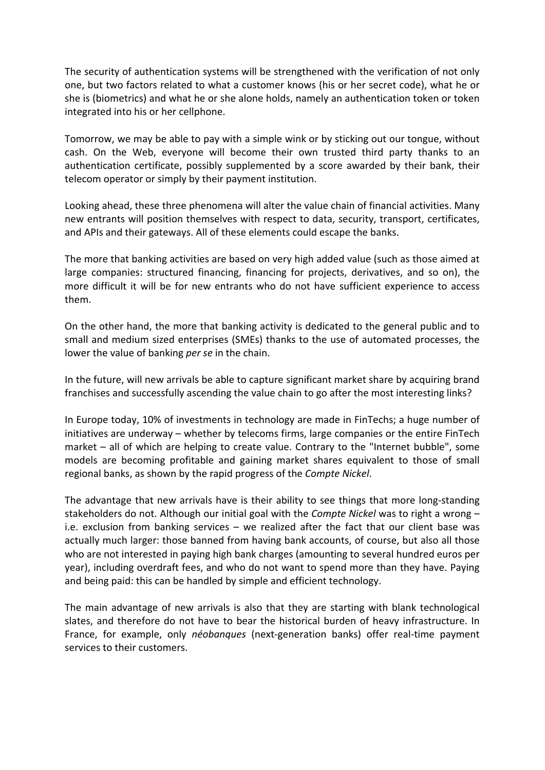The security of authentication systems will be strengthened with the verification of not only one, but two factors related to what a customer knows (his or her secret code), what he or she is (biometrics) and what he or she alone holds, namely an authentication token or token integrated into his or her cellphone.

Tomorrow, we may be able to pay with a simple wink or by sticking out our tongue, without cash. On the Web, everyone will become their own trusted third party thanks to an authentication certificate, possibly supplemented by a score awarded by their bank, their telecom operator or simply by their payment institution.

Looking ahead, these three phenomena will alter the value chain of financial activities. Many new entrants will position themselves with respect to data, security, transport, certificates, and APIs and their gateways. All of these elements could escape the banks.

The more that banking activities are based on very high added value (such as those aimed at large companies: structured financing, financing for projects, derivatives, and so on), the more difficult it will be for new entrants who do not have sufficient experience to access them.

On the other hand, the more that banking activity is dedicated to the general public and to small and medium sized enterprises (SMEs) thanks to the use of automated processes, the lower the value of banking *per se* in the chain.

In the future, will new arrivals be able to capture significant market share by acquiring brand franchises and successfully ascending the value chain to go after the most interesting links?

In Europe today, 10% of investments in technology are made in FinTechs; a huge number of initiatives are underway – whether by telecoms firms, large companies or the entire FinTech market – all of which are helping to create value. Contrary to the "Internet bubble", some models are becoming profitable and gaining market shares equivalent to those of small regional banks, as shown by the rapid progress of the *Compte Nickel*.

The advantage that new arrivals have is their ability to see things that more long-standing stakeholders do not. Although our initial goal with the *Compte Nickel* was to right a wrong – i.e. exclusion from banking services – we realized after the fact that our client base was actually much larger: those banned from having bank accounts, of course, but also all those who are not interested in paying high bank charges (amounting to several hundred euros per year), including overdraft fees, and who do not want to spend more than they have. Paying and being paid: this can be handled by simple and efficient technology.

The main advantage of new arrivals is also that they are starting with blank technological slates, and therefore do not have to bear the historical burden of heavy infrastructure. In France, for example, only *néobanques* (next-generation banks) offer real-time payment services to their customers.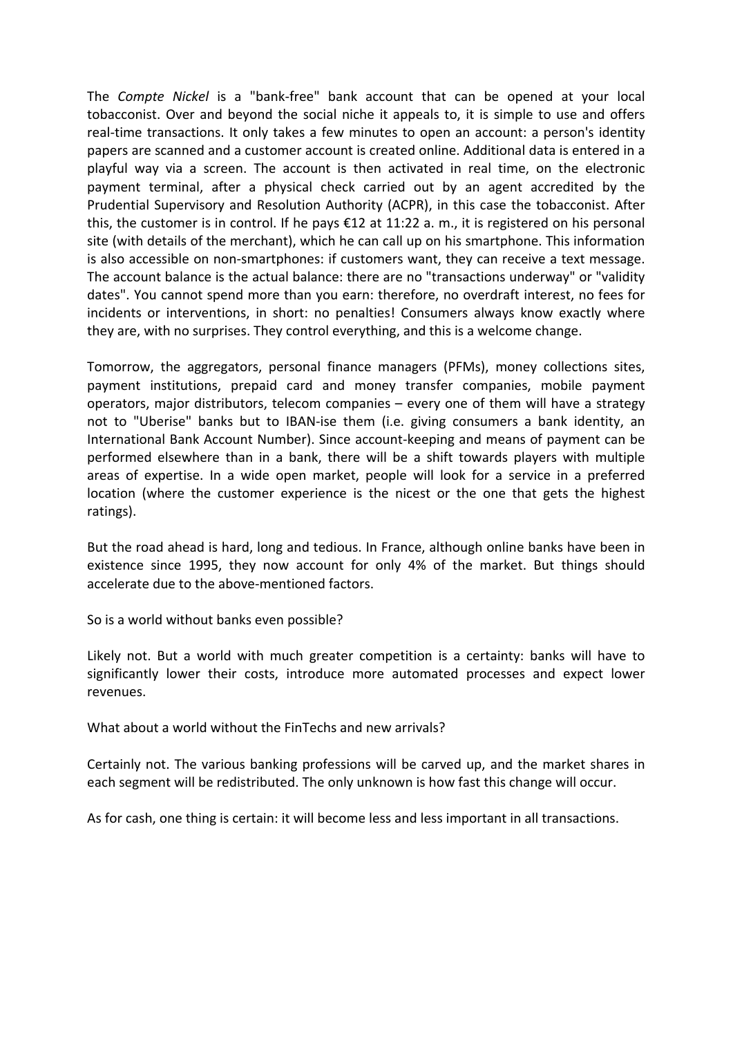The *Compte Nickel* is a "bank-free" bank account that can be opened at your local tobacconist. Over and beyond the social niche it appeals to, it is simple to use and offers real-time transactions. It only takes a few minutes to open an account: a person's identity papers are scanned and a customer account is created online. Additional data is entered in a playful way via a screen. The account is then activated in real time, on the electronic payment terminal, after a physical check carried out by an agent accredited by the Prudential Supervisory and Resolution Authority (ACPR), in this case the tobacconist. After this, the customer is in control. If he pays €12 at 11:22 a. m., it is registered on his personal site (with details of the merchant), which he can call up on his smartphone. This information is also accessible on non-smartphones: if customers want, they can receive a text message. The account balance is the actual balance: there are no "transactions underway" or "validity dates". You cannot spend more than you earn: therefore, no overdraft interest, no fees for incidents or interventions, in short: no penalties! Consumers always know exactly where they are, with no surprises. They control everything, and this is a welcome change.

Tomorrow, the aggregators, personal finance managers (PFMs), money collections sites, payment institutions, prepaid card and money transfer companies, mobile payment operators, major distributors, telecom companies – every one of them will have a strategy not to "Uberise" banks but to IBAN-ise them (i.e. giving consumers a bank identity, an International Bank Account Number). Since account-keeping and means of payment can be performed elsewhere than in a bank, there will be a shift towards players with multiple areas of expertise. In a wide open market, people will look for a service in a preferred location (where the customer experience is the nicest or the one that gets the highest ratings).

But the road ahead is hard, long and tedious. In France, although online banks have been in existence since 1995, they now account for only 4% of the market. But things should accelerate due to the above-mentioned factors.

So is a world without banks even possible?

Likely not. But a world with much greater competition is a certainty: banks will have to significantly lower their costs, introduce more automated processes and expect lower revenues.

What about a world without the FinTechs and new arrivals?

Certainly not. The various banking professions will be carved up, and the market shares in each segment will be redistributed. The only unknown is how fast this change will occur.

As for cash, one thing is certain: it will become less and less important in all transactions.